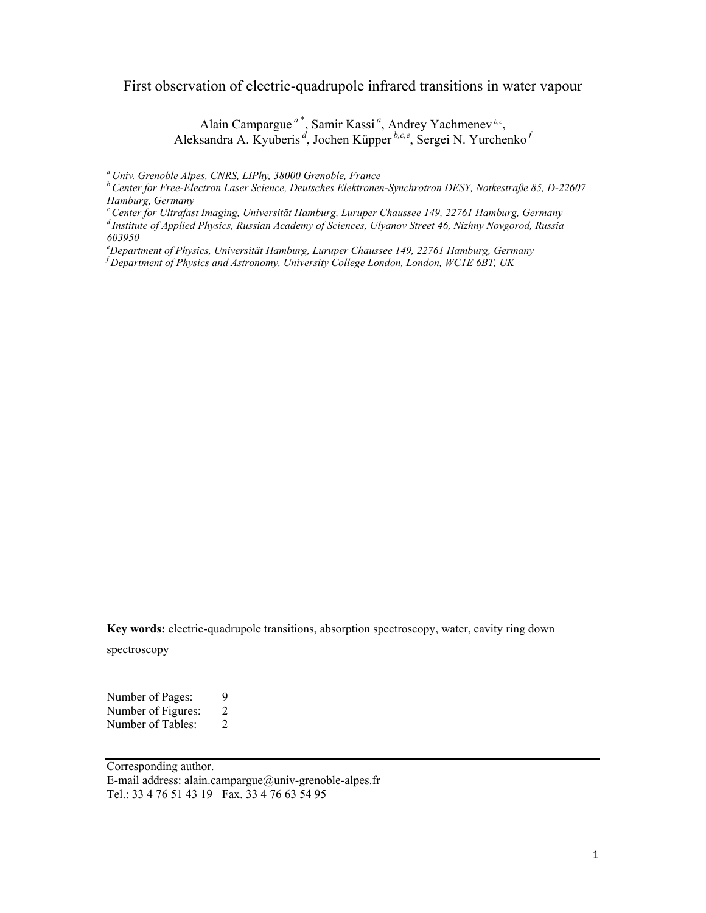# First observation of electric-quadrupole infrared transitions in water vapour

Alain Campargue [a*], Samir Kassi [a], Andrey Yachmenev [b,c], Aleksandra A. Kyuberis [d], Jochen Küpper [b,c,e], Sergei N. Yurchenko [f]

[a] *Univ. Grenoble Alpes, CNRS, LIPhy, 38000 Grenoble, France*
[b] *Center for Free-Electron Laser Science, Deutsches Elektronen-Synchrotron DESY, Notkestraße 85, D-22607 Hamburg, Germany*
[c] *Center for Ultrafast Imaging, Universität Hamburg, Luruper Chaussee 149, 22761 Hamburg, Germany*
[d] *Institute of Applied Physics, Russian Academy of Sciences, Ulyanov Street 46, Nizhny Novgorod, Russia 603950*
[e] *Department of Physics, Universität Hamburg, Luruper Chaussee 149, 22761 Hamburg, Germany*
[f] *Department of Physics and Astronomy, University College London, London, WC1E 6BT, UK*

**Key words:** electric-quadrupole transitions, absorption spectroscopy, water, cavity ring down spectroscopy

Number of Pages: 9
Number of Figures: 2
Number of Tables: 2

Corresponding author.
E-mail address: alain.campargue@univ-grenoble-alpes.fr
Tel.: 33 4 76 51 43 19 Fax. 33 4 76 63 54 95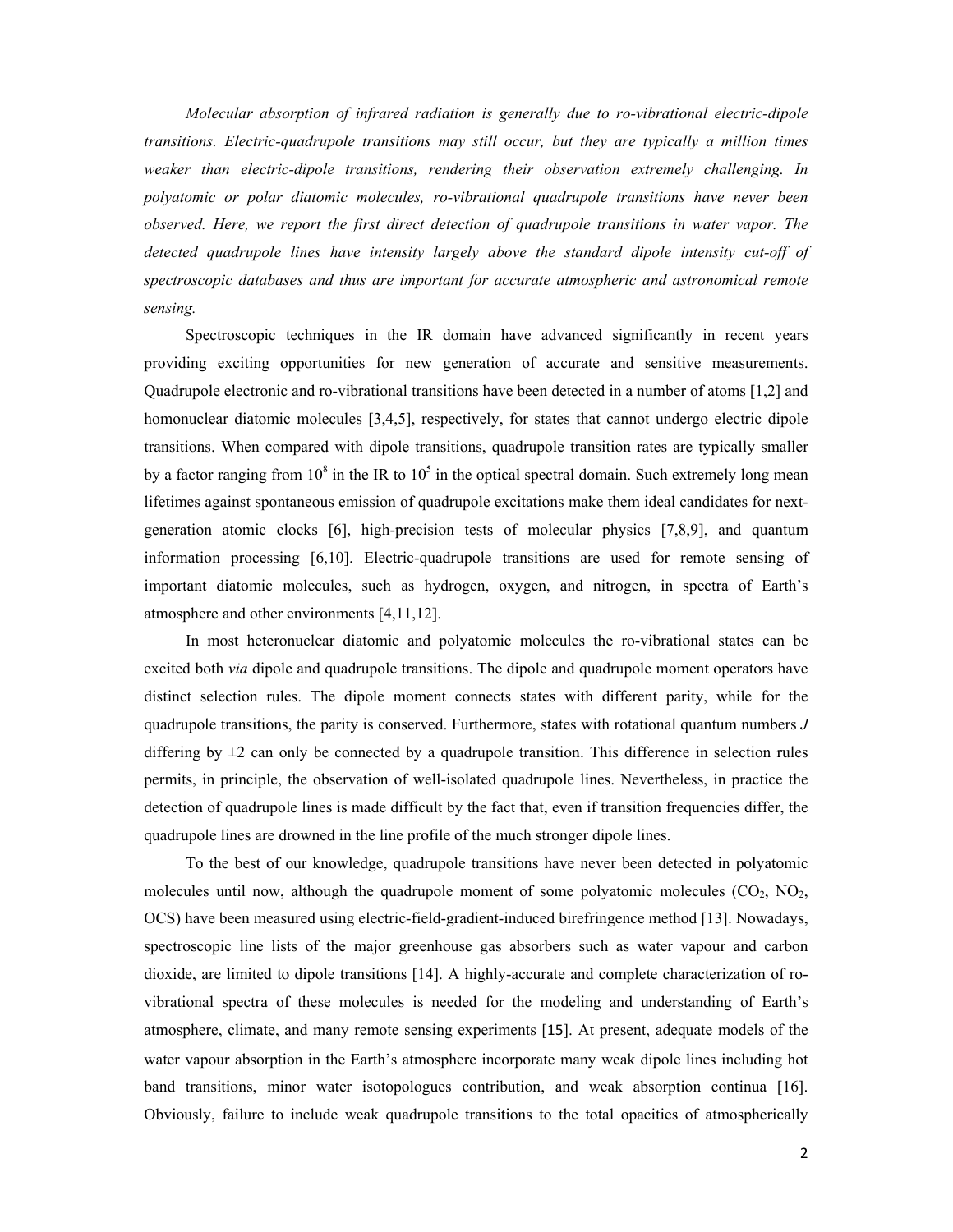*Molecular absorption of infrared radiation is generally due to ro-vibrational electric-dipole transitions. Electric-quadrupole transitions may still occur, but they are typically a million times weaker than electric-dipole transitions, rendering their observation extremely challenging. In polyatomic or polar diatomic molecules, ro-vibrational quadrupole transitions have never been observed. Here, we report the first direct detection of quadrupole transitions in water vapor. The detected quadrupole lines have intensity largely above the standard dipole intensity cut-off of spectroscopic databases and thus are important for accurate atmospheric and astronomical remote sensing.*

Spectroscopic techniques in the IR domain have advanced significantly in recent years providing exciting opportunities for new generation of accurate and sensitive measurements. Quadrupole electronic and ro-vibrational transitions have been detected in a number of atoms [1,2] and homonuclear diatomic molecules [3,4,5], respectively, for states that cannot undergo electric dipole transitions. When compared with dipole transitions, quadrupole transition rates are typically smaller by a factor ranging from $10^8$ in the IR to $10^5$ in the optical spectral domain. Such extremely long mean lifetimes against spontaneous emission of quadrupole excitations make them ideal candidates for next-generation atomic clocks [6], high-precision tests of molecular physics [7,8,9], and quantum information processing [6,10]. Electric-quadrupole transitions are used for remote sensing of important diatomic molecules, such as hydrogen, oxygen, and nitrogen, in spectra of Earth's atmosphere and other environments [4,11,12].

In most heteronuclear diatomic and polyatomic molecules the ro-vibrational states can be excited both *via* dipole and quadrupole transitions. The dipole and quadrupole moment operators have distinct selection rules. The dipole moment connects states with different parity, while for the quadrupole transitions, the parity is conserved. Furthermore, states with rotational quantum numbers $J$ differing by $\pm 2$ can only be connected by a quadrupole transition. This difference in selection rules permits, in principle, the observation of well-isolated quadrupole lines. Nevertheless, in practice the detection of quadrupole lines is made difficult by the fact that, even if transition frequencies differ, the quadrupole lines are drowned in the line profile of the much stronger dipole lines.

To the best of our knowledge, quadrupole transitions have never been detected in polyatomic molecules until now, although the quadrupole moment of some polyatomic molecules ($CO_2$, $NO_2$, OCS) have been measured using electric-field-gradient-induced birefringence method [13]. Nowadays, spectroscopic line lists of the major greenhouse gas absorbers such as water vapour and carbon dioxide, are limited to dipole transitions [14]. A highly-accurate and complete characterization of ro-vibrational spectra of these molecules is needed for the modeling and understanding of Earth's atmosphere, climate, and many remote sensing experiments [15]. At present, adequate models of the water vapour absorption in the Earth's atmosphere incorporate many weak dipole lines including hot band transitions, minor water isotopologues contribution, and weak absorption continua [16]. Obviously, failure to include weak quadrupole transitions to the total opacities of atmospherically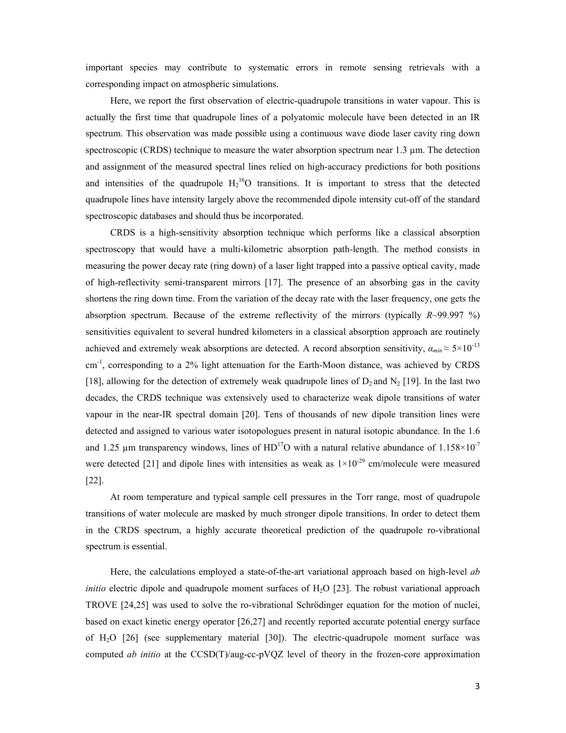important species may contribute to systematic errors in remote sensing retrievals with a corresponding impact on atmospheric simulations.

Here, we report the first observation of electric-quadrupole transitions in water vapour. This is actually the first time that quadrupole lines of a polyatomic molecule have been detected in an IR spectrum. This observation was made possible using a continuous wave diode laser cavity ring down spectroscopic (CRDS) technique to measure the water absorption spectrum near 1.3 μm. The detection and assignment of the measured spectral lines relied on high-accuracy predictions for both positions and intensities of the quadrupole $H_2{}^{16}O$ transitions. It is important to stress that the detected quadrupole lines have intensity largely above the recommended dipole intensity cut-off of the standard spectroscopic databases and should thus be incorporated.

CRDS is a high-sensitivity absorption technique which performs like a classical absorption spectroscopy that would have a multi-kilometric absorption path-length. The method consists in measuring the power decay rate (ring down) of a laser light trapped into a passive optical cavity, made of high-reflectivity semi-transparent mirrors [17]. The presence of an absorbing gas in the cavity shortens the ring down time. From the variation of the decay rate with the laser frequency, one gets the absorption spectrum. Because of the extreme reflectivity of the mirrors (typically $R$~99.997 %) sensitivities equivalent to several hundred kilometers in a classical absorption approach are routinely achieved and extremely weak absorptions are detected. A record absorption sensitivity, $\alpha_{min} \approx 5\times10^{-13}$ $cm^{-1}$, corresponding to a 2% light attenuation for the Earth-Moon distance, was achieved by CRDS [18], allowing for the detection of extremely weak quadrupole lines of $D_2$ and $N_2$ [19]. In the last two decades, the CRDS technique was extensively used to characterize weak dipole transitions of water vapour in the near-IR spectral domain [20]. Tens of thousands of new dipole transition lines were detected and assigned to various water isotopologues present in natural isotopic abundance. In the 1.6 and 1.25 μm transparency windows, lines of $HD^{17}O$ with a natural relative abundance of $1.158\times10^{-7}$ were detected [21] and dipole lines with intensities as weak as $1\times10^{-29}$ cm/molecule were measured [22].

At room temperature and typical sample cell pressures in the Torr range, most of quadrupole transitions of water molecule are masked by much stronger dipole transitions. In order to detect them in the CRDS spectrum, a highly accurate theoretical prediction of the quadrupole ro-vibrational spectrum is essential.

Here, the calculations employed a state-of-the-art variational approach based on high-level *ab initio* electric dipole and quadrupole moment surfaces of $H_2O$ [23]. The robust variational approach TROVE [24,25] was used to solve the ro-vibrational Schrödinger equation for the motion of nuclei, based on exact kinetic energy operator [26,27] and recently reported accurate potential energy surface of $H_2O$ [26] (see supplementary material [30]). The electric-quadrupole moment surface was computed *ab initio* at the CCSD(T)/aug-cc-pVQZ level of theory in the frozen-core approximation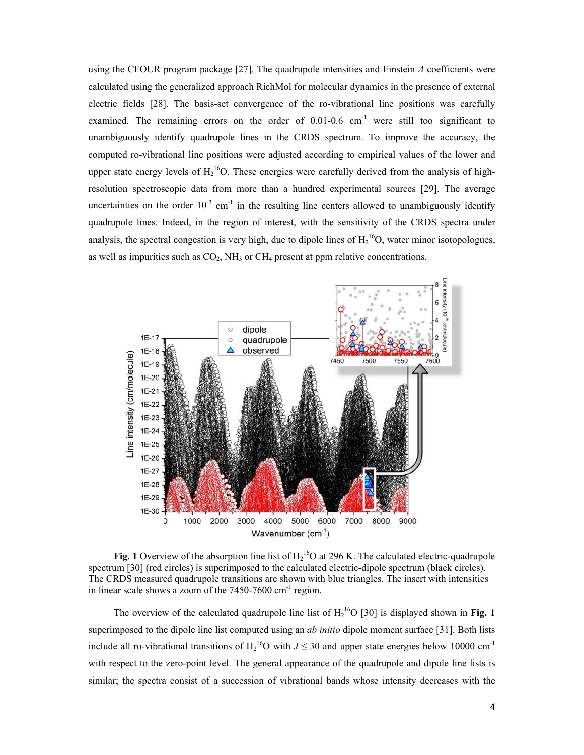using the CFOUR program package [27]. The quadrupole intensities and Einstein *A* coefficients were calculated using the generalized approach RichMol for molecular dynamics in the presence of external electric fields [28]. The basis-set convergence of the ro-vibrational line positions was carefully examined. The remaining errors on the order of 0.01-0.6 $cm^{-1}$ were still too significant to unambiguously identify quadrupole lines in the CRDS spectrum. To improve the accuracy, the computed ro-vibrational line positions were adjusted according to empirical values of the lower and upper state energy levels of $H_2{}^{16}O$. These energies were carefully derived from the analysis of high-resolution spectroscopic data from more than a hundred experimental sources [29]. The average uncertainties on the order $10^{-3}$ $cm^{-1}$ in the resulting line centers allowed to unambiguously identify quadrupole lines. Indeed, in the region of interest, with the sensitivity of the CRDS spectra under analysis, the spectral congestion is very high, due to dipole lines of $H_2{}^{16}O$, water minor isotopologues, as well as impurities such as $CO_2$, $NH_3$ or $CH_4$ present at ppm relative concentrations.

**Fig. 1** Overview of the absorption line list of $H_2{}^{16}O$ at 296 K. The calculated electric-quadrupole spectrum [30] (red circles) is superimposed to the calculated electric-dipole spectrum (black circles). The CRDS measured quadrupole transitions are shown with blue triangles. The insert with intensities in linear scale shows a zoom of the 7450-7600 $cm^{-1}$ region.

The overview of the calculated quadrupole line list of $H_2{}^{16}O$ [30] is displayed shown in **Fig. 1** superimposed to the dipole line list computed using an *ab initio* dipole moment surface [31]. Both lists include all ro-vibrational transitions of $H_2{}^{16}O$ with $J \leq 30$ and upper state energies below 10000 $cm^{-1}$ with respect to the zero-point level. The general appearance of the quadrupole and dipole line lists is similar; the spectra consist of a succession of vibrational bands whose intensity decreases with the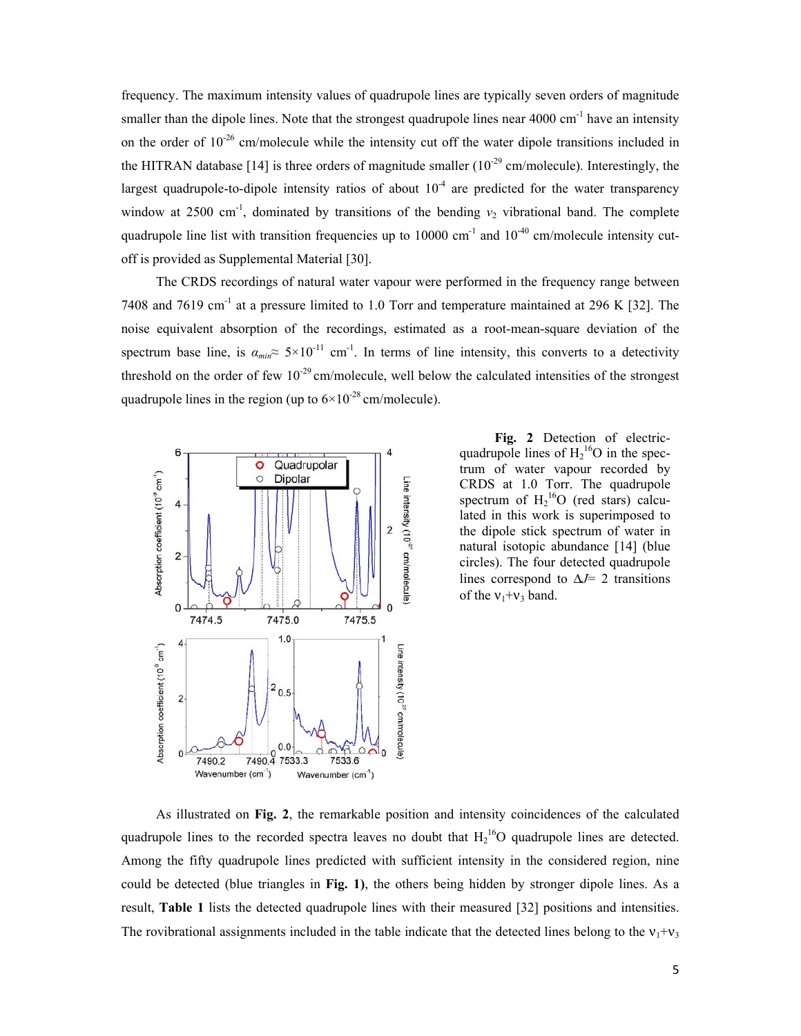frequency. The maximum intensity values of quadrupole lines are typically seven orders of magnitude smaller than the dipole lines. Note that the strongest quadrupole lines near 4000 $cm^{-1}$ have an intensity on the order of $10^{-26}$ cm/molecule while the intensity cut off the water dipole transitions included in the HITRAN database [14] is three orders of magnitude smaller ($10^{-29}$ cm/molecule). Interestingly, the largest quadrupole-to-dipole intensity ratios of about $10^{-4}$ are predicted for the water transparency window at 2500 $cm^{-1}$, dominated by transitions of the bending $\nu_2$ vibrational band. The complete quadrupole line list with transition frequencies up to 10000 $cm^{-1}$ and $10^{-40}$ cm/molecule intensity cut-off is provided as Supplemental Material [30].

The CRDS recordings of natural water vapour were performed in the frequency range between 7408 and 7619 $cm^{-1}$ at a pressure limited to 1.0 Torr and temperature maintained at 296 K [32]. The noise equivalent absorption of the recordings, estimated as a root-mean-square deviation of the spectrum base line, is $\alpha_{min} \approx 5\times10^{-11}$ $cm^{-1}$. In terms of line intensity, this converts to a detectivity threshold on the order of few $10^{-29}$ cm/molecule, well below the calculated intensities of the strongest quadrupole lines in the region (up to $6\times10^{-28}$ cm/molecule).

**Fig. 2** Detection of electric-quadrupole lines of $H_2{}^{16}O$ in the spectrum of water vapour recorded by CRDS at 1.0 Torr. The quadrupole spectrum of $H_2{}^{16}O$ (red stars) calculated in this work is superimposed to the dipole stick spectrum of water in natural isotopic abundance [14] (blue circles). The four detected quadrupole lines correspond to $\Delta J$= 2 transitions of the $\nu_1+\nu_3$ band.

As illustrated on **Fig. 2**, the remarkable position and intensity coincidences of the calculated quadrupole lines to the recorded spectra leaves no doubt that $H_2{}^{16}O$ quadrupole lines are detected. Among the fifty quadrupole lines predicted with sufficient intensity in the considered region, nine could be detected (blue triangles in **Fig. 1)**, the others being hidden by stronger dipole lines. As a result, **Table 1** lists the detected quadrupole lines with their measured [32] positions and intensities. The rovibrational assignments included in the table indicate that the detected lines belong to the $\nu_1+\nu_3$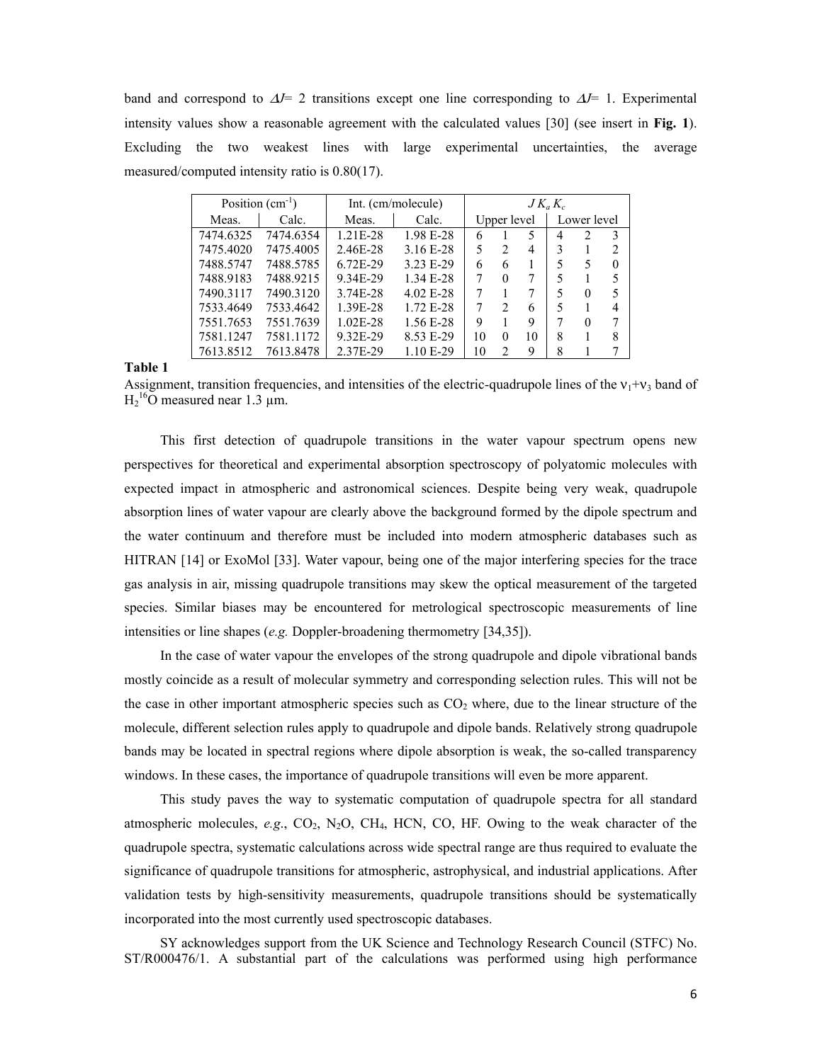band and correspond to $\Delta J$= 2 transitions except one line corresponding to $\Delta J$= 1. Experimental intensity values show a reasonable agreement with the calculated values [30] (see insert in **Fig. 1**). Excluding the two weakest lines with large experimental uncertainties, the average measured/computed intensity ratio is 0.80(17).

| Position (cm$^{-1}$) | | Int. (cm/molecule) | | $J\ K_a\ K_c$ | | | | | |
|---|---|---|---|---|---|---|---|---|---|
| Meas. | Calc. | Meas. | Calc. | Upper level | | | Lower level | | |
| 7474.6325 | 7474.6354 | 1.21E-28 | 1.98 E-28 | 6 | 1 | 5 | 4 | 2 | 3 |
| 7475.4020 | 7475.4005 | 2.46E-28 | 3.16 E-28 | 5 | 2 | 4 | 3 | 1 | 2 |
| 7488.5747 | 7488.5785 | 6.72E-29 | 3.23 E-29 | 6 | 6 | 1 | 5 | 5 | 0 |
| 7488.9183 | 7488.9215 | 9.34E-29 | 1.34 E-28 | 7 | 0 | 7 | 5 | 1 | 5 |
| 7490.3117 | 7490.3120 | 3.74E-28 | 4.02 E-28 | 7 | 1 | 7 | 5 | 0 | 5 |
| 7533.4649 | 7533.4642 | 1.39E-28 | 1.72 E-28 | 7 | 2 | 6 | 5 | 1 | 4 |
| 7551.7653 | 7551.7639 | 1.02E-28 | 1.56 E-28 | 9 | 1 | 9 | 7 | 0 | 7 |
| 7581.1247 | 7581.1172 | 9.32E-29 | 8.53 E-29 | 10 | 0 | 10 | 8 | 1 | 8 |
| 7613.8512 | 7613.8478 | 2.37E-29 | 1.10 E-29 | 10 | 2 | 9 | 8 | 1 | 7 |

**Table 1**

Assignment, transition frequencies, and intensities of the electric-quadrupole lines of the $\nu_1+\nu_3$ band of $H_2{}^{16}O$ measured near 1.3 µm.

This first detection of quadrupole transitions in the water vapour spectrum opens new perspectives for theoretical and experimental absorption spectroscopy of polyatomic molecules with expected impact in atmospheric and astronomical sciences. Despite being very weak, quadrupole absorption lines of water vapour are clearly above the background formed by the dipole spectrum and the water continuum and therefore must be included into modern atmospheric databases such as HITRAN [14] or ExoMol [33]. Water vapour, being one of the major interfering species for the trace gas analysis in air, missing quadrupole transitions may skew the optical measurement of the targeted species. Similar biases may be encountered for metrological spectroscopic measurements of line intensities or line shapes (*e.g.* Doppler-broadening thermometry [34,35]).

In the case of water vapour the envelopes of the strong quadrupole and dipole vibrational bands mostly coincide as a result of molecular symmetry and corresponding selection rules. This will not be the case in other important atmospheric species such as $CO_2$ where, due to the linear structure of the molecule, different selection rules apply to quadrupole and dipole bands. Relatively strong quadrupole bands may be located in spectral regions where dipole absorption is weak, the so-called transparency windows. In these cases, the importance of quadrupole transitions will even be more apparent.

This study paves the way to systematic computation of quadrupole spectra for all standard atmospheric molecules, *e.g*., $CO_2$, $N_2O$, $CH_4$, HCN, CO, HF. Owing to the weak character of the quadrupole spectra, systematic calculations across wide spectral range are thus required to evaluate the significance of quadrupole transitions for atmospheric, astrophysical, and industrial applications. After validation tests by high-sensitivity measurements, quadrupole transitions should be systematically incorporated into the most currently used spectroscopic databases.

SY acknowledges support from the UK Science and Technology Research Council (STFC) No. ST/R000476/1. A substantial part of the calculations was performed using high performance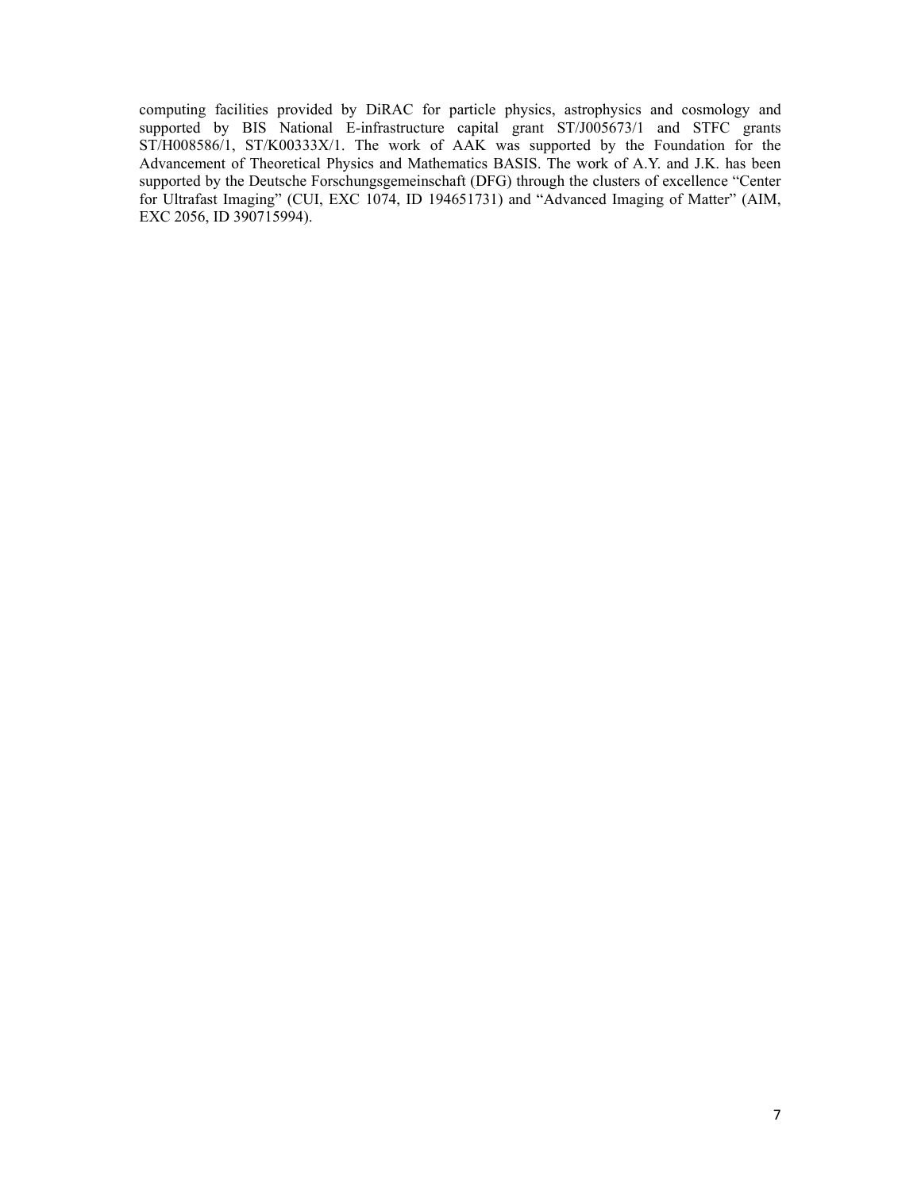computing facilities provided by DiRAC for particle physics, astrophysics and cosmology and supported by BIS National E-infrastructure capital grant ST/J005673/1 and STFC grants ST/H008586/1, ST/K00333X/1. The work of AAK was supported by the Foundation for the Advancement of Theoretical Physics and Mathematics BASIS. The work of A.Y. and J.K. has been supported by the Deutsche Forschungsgemeinschaft (DFG) through the clusters of excellence "Center for Ultrafast Imaging" (CUI, EXC 1074, ID 194651731) and "Advanced Imaging of Matter" (AIM, EXC 2056, ID 390715994).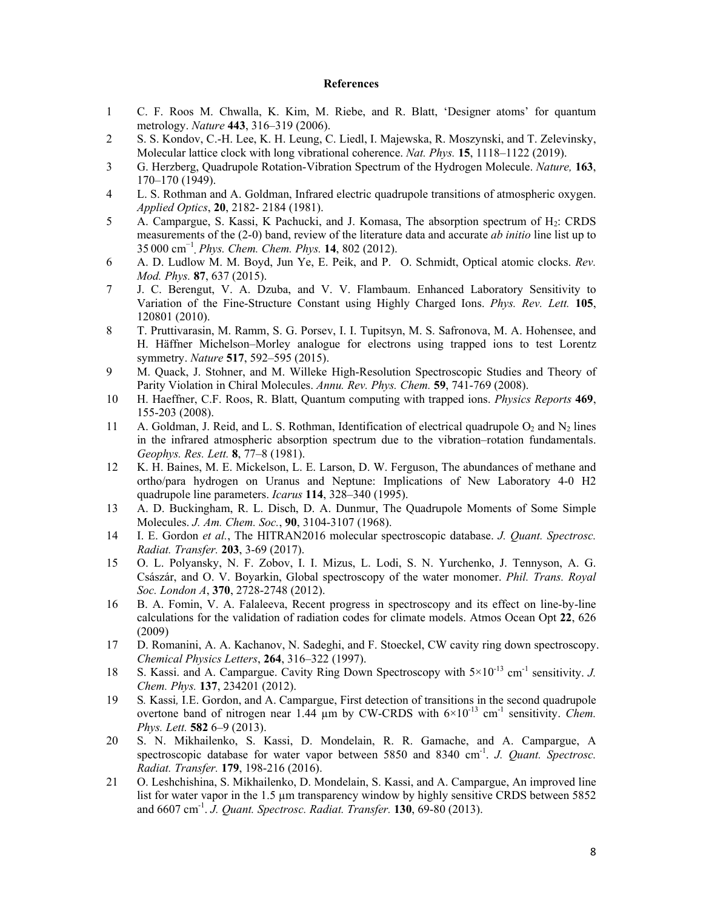**References**

1. C. F. Roos M. Chwalla, K. Kim, M. Riebe, and R. Blatt, 'Designer atoms' for quantum metrology. *Nature* **443**, 316–319 (2006).
2. S. S. Kondov, C.-H. Lee, K. H. Leung, C. Liedl, I. Majewska, R. Moszynski, and T. Zelevinsky, Molecular lattice clock with long vibrational coherence. *Nat. Phys.* **15**, 1118–1122 (2019).
3. G. Herzberg, Quadrupole Rotation-Vibration Spectrum of the Hydrogen Molecule. *Nature,* **163**, 170–170 (1949).
4. L. S. Rothman and A. Goldman, Infrared electric quadrupole transitions of atmospheric oxygen. *Applied Optics*, **20**, 2182- 2184 (1981).
5. A. Campargue, S. Kassi, K Pachucki, and J. Komasa, The absorption spectrum of $H_2$: CRDS measurements of the (2-0) band, review of the literature data and accurate *ab initio* line list up to 35 000 $cm^{-1}$. *Phys. Chem. Chem. Phys.* **14**, 802 (2012).
6. A. D. Ludlow M. M. Boyd, Jun Ye, E. Peik, and P. O. Schmidt, Optical atomic clocks. *Rev. Mod. Phys.* **87**, 637 (2015).
7. J. C. Berengut, V. A. Dzuba, and V. V. Flambaum. Enhanced Laboratory Sensitivity to Variation of the Fine-Structure Constant using Highly Charged Ions. *Phys. Rev. Lett.* **105**, 120801 (2010).
8. T. Pruttivarasin, M. Ramm, S. G. Porsev, I. I. Tupitsyn, M. S. Safronova, M. A. Hohensee, and H. Häffner Michelson–Morley analogue for electrons using trapped ions to test Lorentz symmetry. *Nature* **517**, 592–595 (2015).
9. M. Quack, J. Stohner, and M. Willeke High-Resolution Spectroscopic Studies and Theory of Parity Violation in Chiral Molecules. *Annu. Rev. Phys. Chem.* **59**, 741-769 (2008).
10. H. Haeffner, C.F. Roos, R. Blatt, Quantum computing with trapped ions. *Physics Reports* **469**, 155-203 (2008).
11. A. Goldman, J. Reid, and L. S. Rothman, Identification of electrical quadrupole $O_2$ and $N_2$ lines in the infrared atmospheric absorption spectrum due to the vibration–rotation fundamentals. *Geophys. Res. Lett.* **8**, 77–8 (1981).
12. K. H. Baines, M. E. Mickelson, L. E. Larson, D. W. Ferguson, The abundances of methane and ortho/para hydrogen on Uranus and Neptune: Implications of New Laboratory 4-0 H2 quadrupole line parameters. *Icarus* **114**, 328–340 (1995).
13. A. D. Buckingham, R. L. Disch, D. A. Dunmur, The Quadrupole Moments of Some Simple Molecules. *J. Am. Chem. Soc.*, **90**, 3104-3107 (1968).
14. I. E. Gordon *et al.*, The HITRAN2016 molecular spectroscopic database. *J. Quant. Spectrosc. Radiat. Transfer.* **203**, 3-69 (2017).
15. O. L. Polyansky, N. F. Zobov, I. I. Mizus, L. Lodi, S. N. Yurchenko, J. Tennyson, A. G. Császár, and O. V. Boyarkin, Global spectroscopy of the water monomer. *Phil. Trans. Royal Soc. London A*, **370**, 2728-2748 (2012).
16. B. A. Fomin, V. A. Falaleeva, Recent progress in spectroscopy and its effect on line-by-line calculations for the validation of radiation codes for climate models. Atmos Ocean Opt **22**, 626 (2009)
17. D. Romanini, A. A. Kachanov, N. Sadeghi, and F. Stoeckel, CW cavity ring down spectroscopy. *Chemical Physics Letters*, **264**, 316–322 (1997).
18. S. Kassi. and A. Campargue. Cavity Ring Down Spectroscopy with $5\times10^{-13}$ $cm^{-1}$ sensitivity. *J. Chem. Phys.* **137**, 234201 (2012).
19. S*.* Kassi*,* I.E. Gordon, and A. Campargue, First detection of transitions in the second quadrupole overtone band of nitrogen near 1.44 µm by CW-CRDS with $6\times10^{-13}$ $cm^{-1}$ sensitivity. *Chem. Phys. Lett.* **582** 6–9 (2013).
20. S. N. Mikhailenko, S. Kassi, D. Mondelain, R. R. Gamache, and A. Campargue, A spectroscopic database for water vapor between 5850 and 8340 $cm^{-1}$. *J. Quant. Spectrosc. Radiat. Transfer.* **179**, 198-216 (2016).
21. O. Leshchishina, S. Mikhailenko, D. Mondelain, S. Kassi, and A. Campargue, An improved line list for water vapor in the 1.5 µm transparency window by highly sensitive CRDS between 5852 and 6607 $cm^{-1}$. *J. Quant. Spectrosc. Radiat. Transfer.* **130**, 69-80 (2013).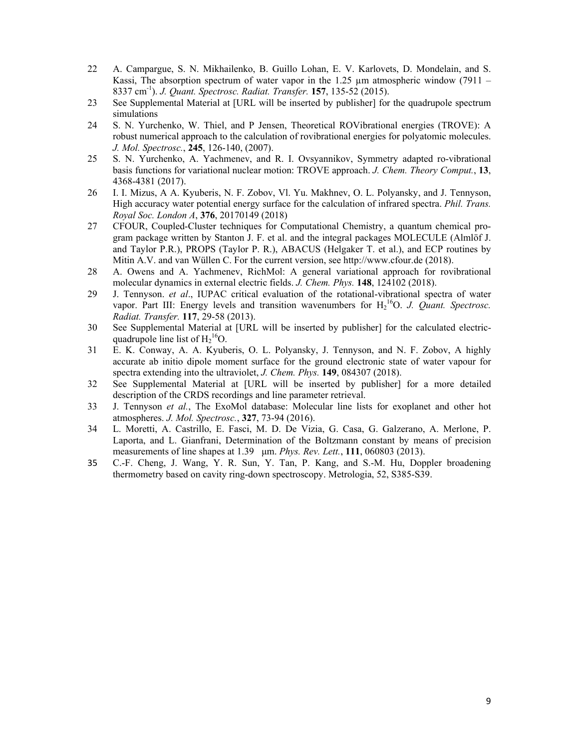22 A. Campargue, S. N. Mikhailenko, B. Guillo Lohan, E. V. Karlovets, D. Mondelain, and S. Kassi, The absorption spectrum of water vapor in the 1.25 µm atmospheric window (7911 – 8337 $cm^{-1}$). *J. Quant. Spectrosc. Radiat. Transfer.* **157**, 135-52 (2015).

23 See Supplemental Material at [URL will be inserted by publisher] for the quadrupole spectrum simulations

24 S. N. Yurchenko, W. Thiel, and P Jensen, Theoretical ROVibrational energies (TROVE): A robust numerical approach to the calculation of rovibrational energies for polyatomic molecules. *J. Mol. Spectrosc.*, **245**, 126-140, (2007).

25 S. N. Yurchenko, A. Yachmenev, and R. I. Ovsyannikov, Symmetry adapted ro-vibrational basis functions for variational nuclear motion: TROVE approach. *J. Chem. Theory Comput.*, **13**, 4368-4381 (2017).

26 I. I. Mizus, A A. Kyuberis, N. F. Zobov, Vl. Yu. Makhnev, O. L. Polyansky, and J. Tennyson, High accuracy water potential energy surface for the calculation of infrared spectra. *Phil. Trans. Royal Soc. London A*, **376**, 20170149 (2018)

27 CFOUR, Coupled-Cluster techniques for Computational Chemistry, a quantum chemical program package written by Stanton J. F. et al. and the integral packages MOLECULE (Almlöf J. and Taylor P.R.), PROPS (Taylor P. R.), ABACUS (Helgaker T. et al.), and ECP routines by Mitin A.V. and van Wüllen C. For the current version, see http://www.cfour.de (2018).

28 A. Owens and A. Yachmenev, RichMol: A general variational approach for rovibrational molecular dynamics in external electric fields. *J. Chem. Phys.* **148**, 124102 (2018).

29 J. Tennyson. *et al*., IUPAC critical evaluation of the rotational-vibrational spectra of water vapor. Part III: Energy levels and transition wavenumbers for $H_2{}^{16}O$. *J. Quant. Spectrosc. Radiat. Transfer.* **117**, 29-58 (2013).

30 See Supplemental Material at [URL will be inserted by publisher] for the calculated electric-quadrupole line list of $H_2{}^{16}O$.

31 E. K. Conway, A. A. Kyuberis, O. L. Polyansky, J. Tennyson, and N. F. Zobov, A highly accurate ab initio dipole moment surface for the ground electronic state of water vapour for spectra extending into the ultraviolet, *J. Chem. Phys.* **149**, 084307 (2018).

32 See Supplemental Material at [URL will be inserted by publisher] for a more detailed description of the CRDS recordings and line parameter retrieval.

33 J. Tennyson *et al.*, The ExoMol database: Molecular line lists for exoplanet and other hot atmospheres. *J. Mol. Spectrosc.*, **327**, 73-94 (2016).

34 L. Moretti, A. Castrillo, E. Fasci, M. D. De Vizia, G. Casa, G. Galzerano, A. Merlone, P. Laporta, and L. Gianfrani, Determination of the Boltzmann constant by means of precision measurements of line shapes at 1.39 µm. *Phys. Rev. Lett.*, **111**, 060803 (2013).

35 C.-F. Cheng, J. Wang, Y. R. Sun, Y. Tan, P. Kang, and S.-M. Hu, Doppler broadening thermometry based on cavity ring-down spectroscopy. Metrologia, 52, S385-S39.